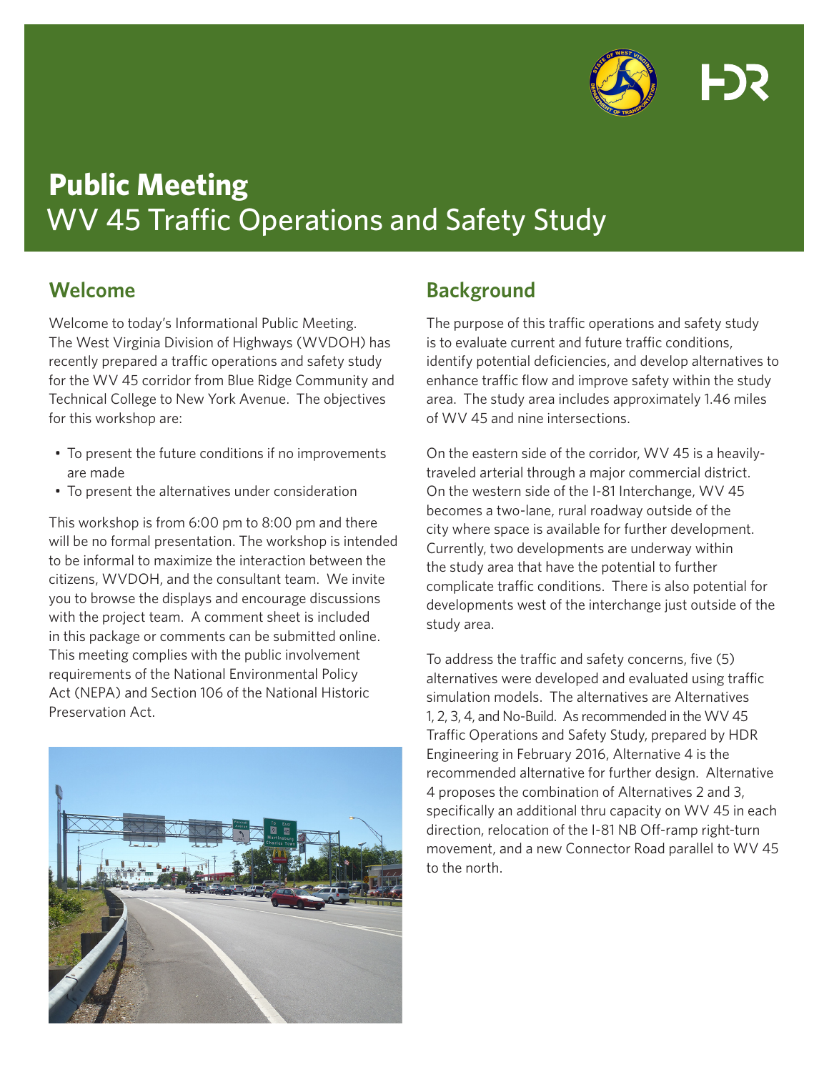# Public Meeting

WV 45 Traffic Operations and Safety Study

## Welcome

Welcome to today's Informational Public Meeting. The West Virginia Division of Highways (WVDOH) has recently prepared a traffic operations and safety study for the WV 45 corridor from Blue Ridge Community and Technical College to New York Avenue. The objectives for this workshop are:

- To present the future conditions if no improvements are made
- To present the alternatives under consideration

This workshop is from 6:00 pm to 8:00 pm and there will be no formal presentation. The workshop is intended to be informal to maximize the interaction between the citizens, WVDOH, and the consultant team. We invite you to browse the displays and encourage discussions with the project team. A comment sheet is included in this package or comments can be submitted online. This meeting complies with the public involvement requirements of the National Environmental Policy Act (NEPA) and Section 106 of the National Historic Preservation Act.

## Background

The purpose of this traffic operations and safety study is to evaluate current and future traffic conditions, identify potential deficiencies, and develop alternatives to enhance traffic flow and improve safety within the study area. The study area includes approximately 1.46 miles of WV 45 and nine intersections.

On the eastern side of the corridor, WV 45 is a heavily-traveled arterial through a major commercial district. On the western side of the I-81 Interchange, WV 45 becomes a two-lane, rural roadway outside of the city where space is available for further development. Currently, two developments are underway within the study area that have the potential to further complicate traffic conditions. There is also potential for developments west of the interchange just outside of the study area.

To address the traffic and safety concerns, five (5) alternatives were developed and evaluated using traffic simulation models. The alternatives are Alternatives 1, 2, 3, 4, and No-Build. As recommended in the WV 45 Traffic Operations and Safety Study, prepared by HDR Engineering in February 2016, Alternative 4 is the recommended alternative for further design. Alternative 4 proposes the combination of Alternatives 2 and 3, specifically an additional thru capacity on WV 45 in each direction, relocation of the I-81 NB Off-ramp right-turn movement, and a new Connector Road parallel to WV 45 to the north.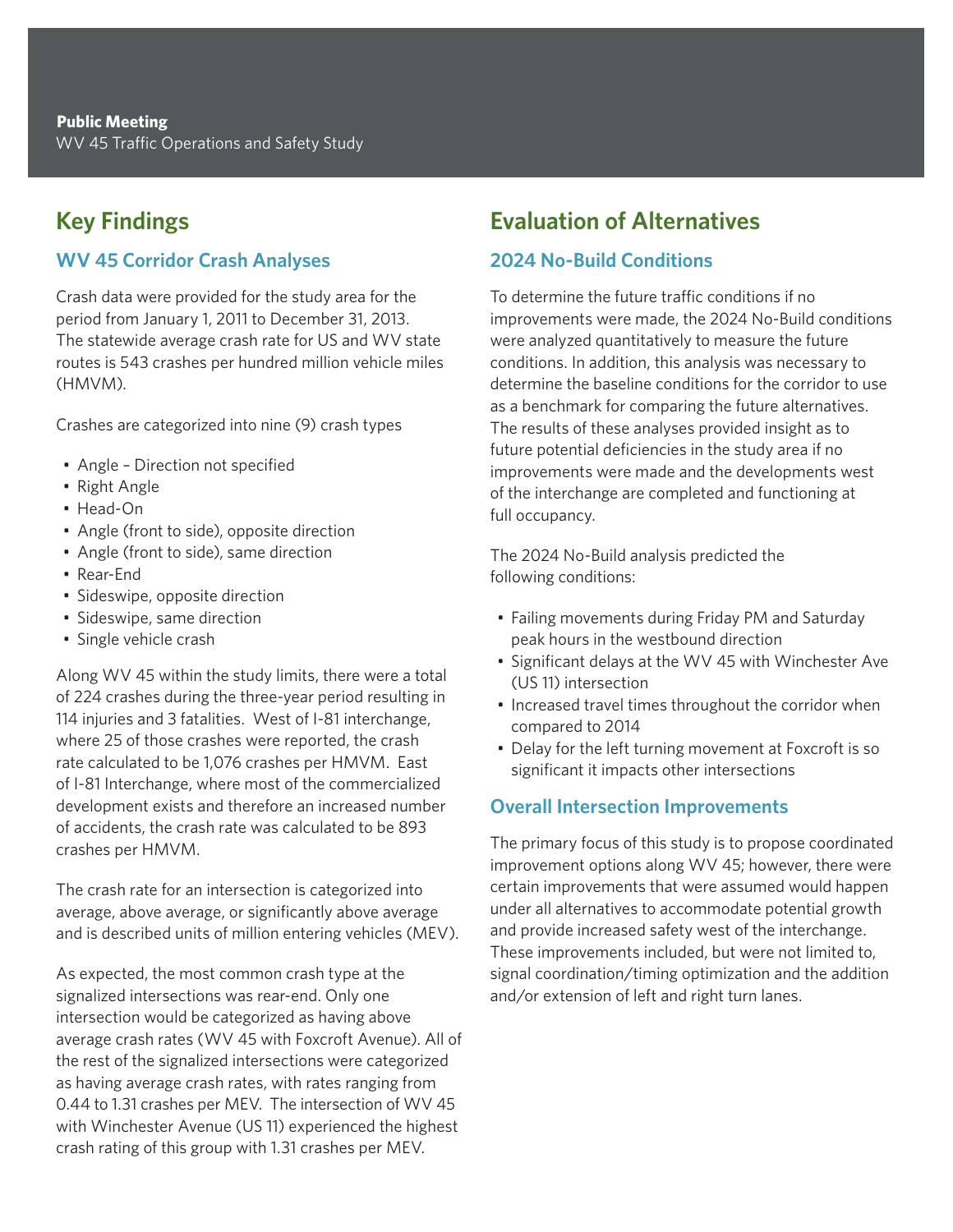**Public Meeting**
WV 45 Traffic Operations and Safety Study

## Key Findings

### WV 45 Corridor Crash Analyses

Crash data were provided for the study area for the period from January 1, 2011 to December 31, 2013. The statewide average crash rate for US and WV state routes is 543 crashes per hundred million vehicle miles (HMVM).

Crashes are categorized into nine (9) crash types

- Angle – Direction not specified
- Right Angle
- Head-On
- Angle (front to side), opposite direction
- Angle (front to side), same direction
- Rear-End
- Sideswipe, opposite direction
- Sideswipe, same direction
- Single vehicle crash

Along WV 45 within the study limits, there were a total of 224 crashes during the three-year period resulting in 114 injuries and 3 fatalities. West of I-81 interchange, where 25 of those crashes were reported, the crash rate calculated to be 1,076 crashes per HMVM. East of I-81 Interchange, where most of the commercialized development exists and therefore an increased number of accidents, the crash rate was calculated to be 893 crashes per HMVM.

The crash rate for an intersection is categorized into average, above average, or significantly above average and is described units of million entering vehicles (MEV).

As expected, the most common crash type at the signalized intersections was rear-end. Only one intersection would be categorized as having above average crash rates (WV 45 with Foxcroft Avenue). All of the rest of the signalized intersections were categorized as having average crash rates, with rates ranging from 0.44 to 1.31 crashes per MEV. The intersection of WV 45 with Winchester Avenue (US 11) experienced the highest crash rating of this group with 1.31 crashes per MEV.

## Evaluation of Alternatives

### 2024 No-Build Conditions

To determine the future traffic conditions if no improvements were made, the 2024 No-Build conditions were analyzed quantitatively to measure the future conditions. In addition, this analysis was necessary to determine the baseline conditions for the corridor to use as a benchmark for comparing the future alternatives. The results of these analyses provided insight as to future potential deficiencies in the study area if no improvements were made and the developments west of the interchange are completed and functioning at full occupancy.

The 2024 No-Build analysis predicted the following conditions:

- Failing movements during Friday PM and Saturday peak hours in the westbound direction
- Significant delays at the WV 45 with Winchester Ave (US 11) intersection
- Increased travel times throughout the corridor when compared to 2014
- Delay for the left turning movement at Foxcroft is so significant it impacts other intersections

### Overall Intersection Improvements

The primary focus of this study is to propose coordinated improvement options along WV 45; however, there were certain improvements that were assumed would happen under all alternatives to accommodate potential growth and provide increased safety west of the interchange. These improvements included, but were not limited to, signal coordination/timing optimization and the addition and/or extension of left and right turn lanes.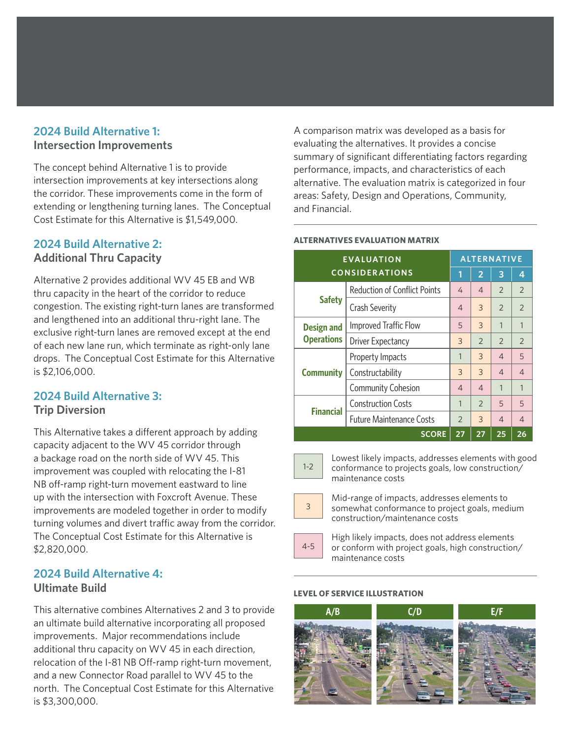## 2024 Build Alternative 1:
### Intersection Improvements

The concept behind Alternative 1 is to provide intersection improvements at key intersections along the corridor. These improvements come in the form of extending or lengthening turning lanes. The Conceptual Cost Estimate for this Alternative is $1,549,000.

## 2024 Build Alternative 2:
### Additional Thru Capacity

Alternative 2 provides additional WV 45 EB and WB thru capacity in the heart of the corridor to reduce congestion. The existing right-turn lanes are transformed and lengthened into an additional thru-right lane. The exclusive right-turn lanes are removed except at the end of each new lane run, which terminate as right-only lane drops. The Conceptual Cost Estimate for this Alternative is $2,106,000.

## 2024 Build Alternative 3:
### Trip Diversion

This Alternative takes a different approach by adding capacity adjacent to the WV 45 corridor through a backage road on the north side of WV 45. This improvement was coupled with relocating the I-81 NB off-ramp right-turn movement eastward to line up with the intersection with Foxcroft Avenue. These improvements are modeled together in order to modify turning volumes and divert traffic away from the corridor. The Conceptual Cost Estimate for this Alternative is $2,820,000.

## 2024 Build Alternative 4:
### Ultimate Build

This alternative combines Alternatives 2 and 3 to provide an ultimate build alternative incorporating all proposed improvements. Major recommendations include additional thru capacity on WV 45 in each direction, relocation of the I-81 NB Off-ramp right-turn movement, and a new Connector Road parallel to WV 45 to the north. The Conceptual Cost Estimate for this Alternative is $3,300,000.

A comparison matrix was developed as a basis for evaluating the alternatives. It provides a concise summary of significant differentiating factors regarding performance, impacts, and characteristics of each alternative. The evaluation matrix is categorized in four areas: Safety, Design and Operations, Community, and Financial.

**ALTERNATIVES EVALUATION MATRIX**

| EVALUATION CONSIDERATIONS | | ALTERNATIVE | | | |
|---|---|---|---|---|---|
| | | 1 | 2 | 3 | 4 |
| Safety | Reduction of Conflict Points | 4 | 4 | 2 | 2 |
| | Crash Severity | 4 | 3 | 2 | 2 |
| Design and Operations | Improved Traffic Flow | 5 | 3 | 1 | 1 |
| | Driver Expectancy | 3 | 2 | 2 | 2 |
| Community | Property Impacts | 1 | 3 | 4 | 5 |
| | Constructability | 3 | 3 | 4 | 4 |
| | Community Cohesion | 4 | 4 | 1 | 1 |
| Financial | Construction Costs | 1 | 2 | 5 | 5 |
| | Future Maintenance Costs | 2 | 3 | 4 | 4 |
| | **SCORE** | **27** | **27** | **25** | **26** |

| Score | Description |
|---|---|
| 1-2 | Lowest likely impacts, addresses elements with good conformance to projects goals, low construction/ maintenance costs |
| 3 | Mid-range of impacts, addresses elements to somewhat conformance to project goals, medium construction/maintenance costs |
| 4-5 | High likely impacts, does not address elements or conform with project goals, high construction/ maintenance costs |

**LEVEL OF SERVICE ILLUSTRATION**

A/B | C/D | E/F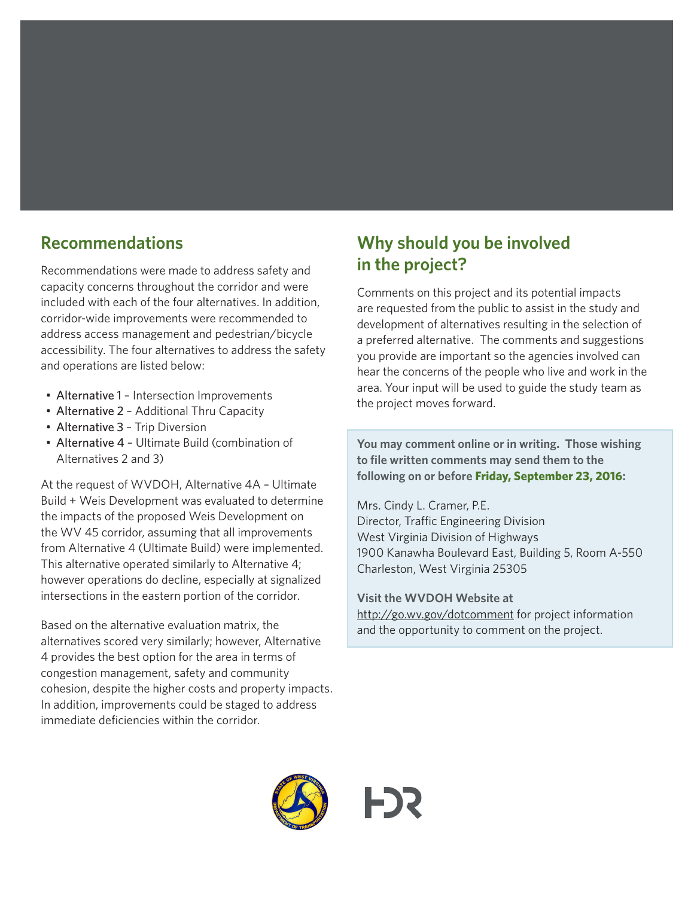## Recommendations

Recommendations were made to address safety and capacity concerns throughout the corridor and were included with each of the four alternatives. In addition, corridor-wide improvements were recommended to address access management and pedestrian/bicycle accessibility. The four alternatives to address the safety and operations are listed below:

- Alternative 1 – Intersection Improvements
- Alternative 2 – Additional Thru Capacity
- Alternative 3 – Trip Diversion
- Alternative 4 – Ultimate Build (combination of Alternatives 2 and 3)

At the request of WVDOH, Alternative 4A – Ultimate Build + Weis Development was evaluated to determine the impacts of the proposed Weis Development on the WV 45 corridor, assuming that all improvements from Alternative 4 (Ultimate Build) were implemented. This alternative operated similarly to Alternative 4; however operations do decline, especially at signalized intersections in the eastern portion of the corridor.

Based on the alternative evaluation matrix, the alternatives scored very similarly; however, Alternative 4 provides the best option for the area in terms of congestion management, safety and community cohesion, despite the higher costs and property impacts. In addition, improvements could be staged to address immediate deficiencies within the corridor.

## Why should you be involved in the project?

Comments on this project and its potential impacts are requested from the public to assist in the study and development of alternatives resulting in the selection of a preferred alternative. The comments and suggestions you provide are important so the agencies involved can hear the concerns of the people who live and work in the area. Your input will be used to guide the study team as the project moves forward.

**You may comment online or in writing. Those wishing to file written comments may send them to the following on or before Friday, September 23, 2016:**

Mrs. Cindy L. Cramer, P.E.
Director, Traffic Engineering Division
West Virginia Division of Highways
1900 Kanawha Boulevard East, Building 5, Room A-550
Charleston, West Virginia 25305

**Visit the WVDOH Website at**
http://go.wv.gov/dotcomment for project information and the opportunity to comment on the project.